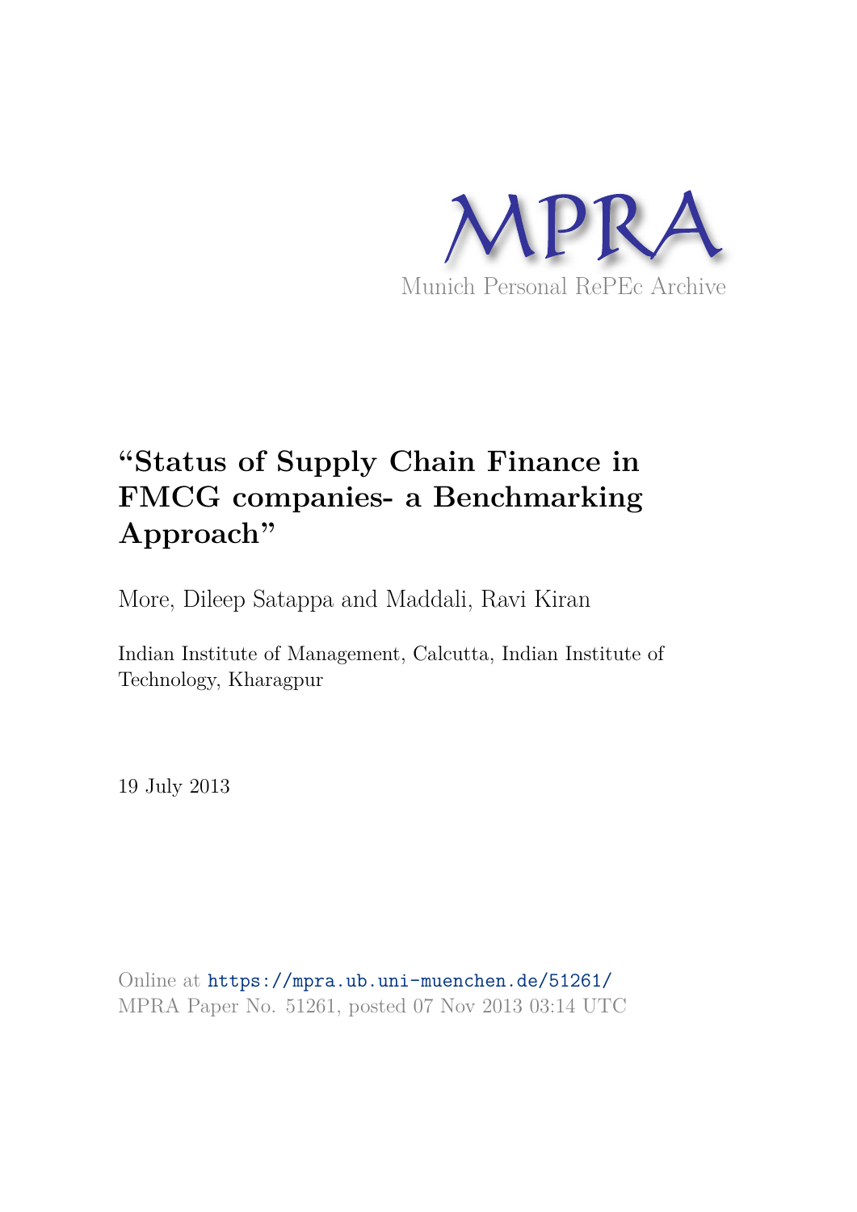MPRA

Munich Personal RePEc Archive

# "Status of Supply Chain Finance in FMCG companies- a Benchmarking Approach"

More, Dileep Satappa and Maddali, Ravi Kiran

Indian Institute of Management, Calcutta, Indian Institute of Technology, Kharagpur

19 July 2013

Online at https://mpra.ub.uni-muenchen.de/51261/
MPRA Paper No. 51261, posted 07 Nov 2013 03:14 UTC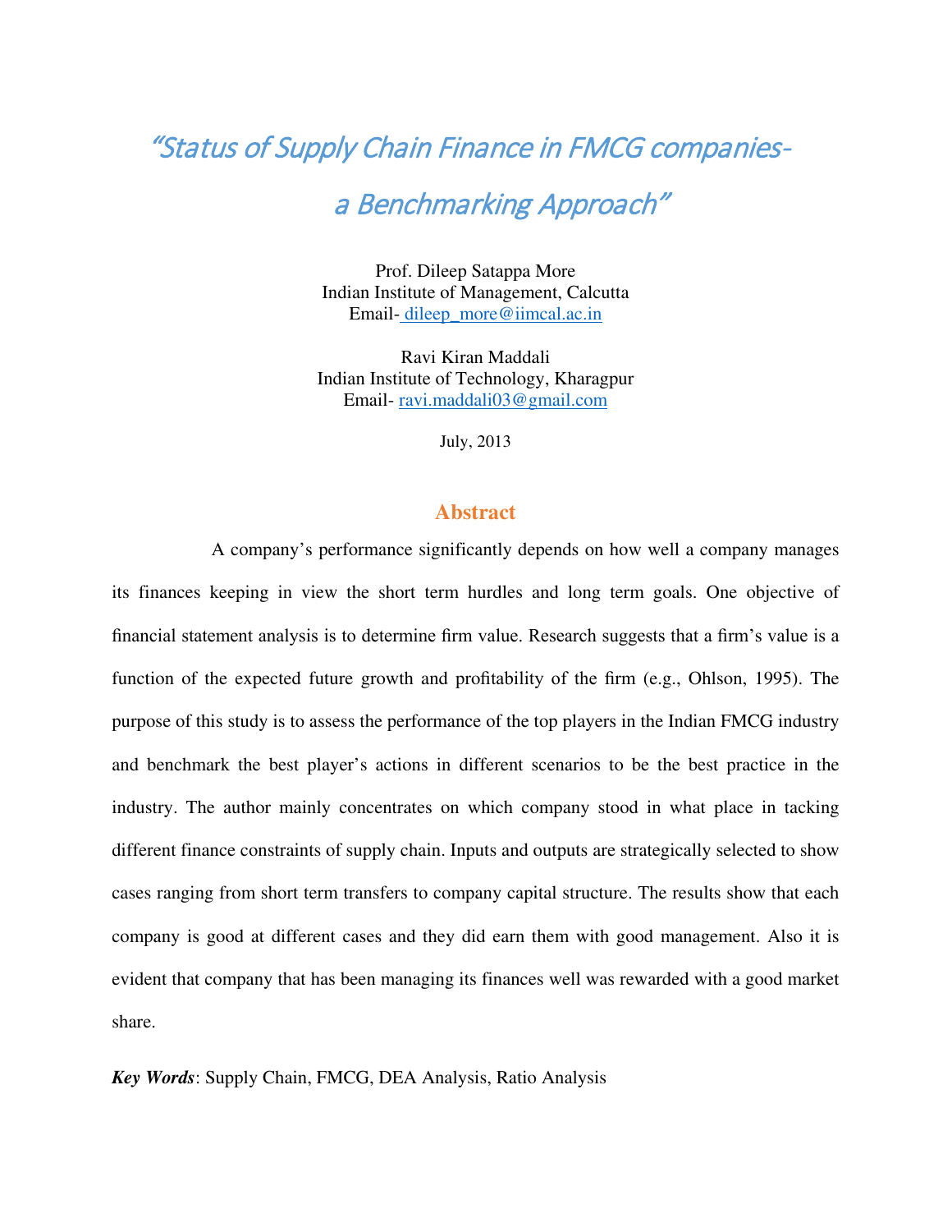# "Status of Supply Chain Finance in FMCG companies- a Benchmarking Approach"

Prof. Dileep Satappa More
Indian Institute of Management, Calcutta
Email- dileep_more@iimcal.ac.in

Ravi Kiran Maddali
Indian Institute of Technology, Kharagpur
Email- ravi.maddali03@gmail.com

July, 2013

## Abstract

A company's performance significantly depends on how well a company manages its finances keeping in view the short term hurdles and long term goals. One objective of financial statement analysis is to determine firm value. Research suggests that a firm's value is a function of the expected future growth and profitability of the firm (e.g., Ohlson, 1995). The purpose of this study is to assess the performance of the top players in the Indian FMCG industry and benchmark the best player's actions in different scenarios to be the best practice in the industry. The author mainly concentrates on which company stood in what place in tacking different finance constraints of supply chain. Inputs and outputs are strategically selected to show cases ranging from short term transfers to company capital structure. The results show that each company is good at different cases and they did earn them with good management. Also it is evident that company that has been managing its finances well was rewarded with a good market share.

***Key Words***: Supply Chain, FMCG, DEA Analysis, Ratio Analysis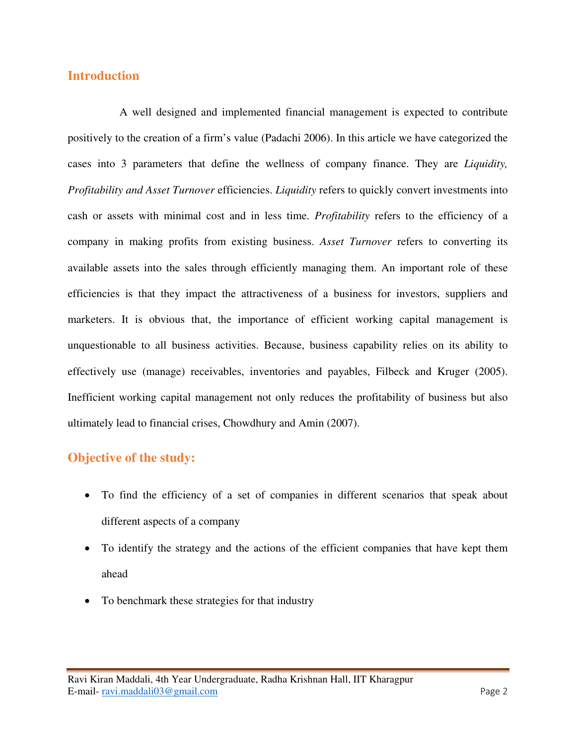## Introduction

A well designed and implemented financial management is expected to contribute positively to the creation of a firm's value (Padachi 2006). In this article we have categorized the cases into 3 parameters that define the wellness of company finance. They are *Liquidity, Profitability and Asset Turnover* efficiencies. *Liquidity* refers to quickly convert investments into cash or assets with minimal cost and in less time. *Profitability* refers to the efficiency of a company in making profits from existing business. *Asset Turnover* refers to converting its available assets into the sales through efficiently managing them. An important role of these efficiencies is that they impact the attractiveness of a business for investors, suppliers and marketers. It is obvious that, the importance of efficient working capital management is unquestionable to all business activities. Because, business capability relies on its ability to effectively use (manage) receivables, inventories and payables, Filbeck and Kruger (2005). Inefficient working capital management not only reduces the profitability of business but also ultimately lead to financial crises, Chowdhury and Amin (2007).

## Objective of the study:

- To find the efficiency of a set of companies in different scenarios that speak about different aspects of a company
- To identify the strategy and the actions of the efficient companies that have kept them ahead
- To benchmark these strategies for that industry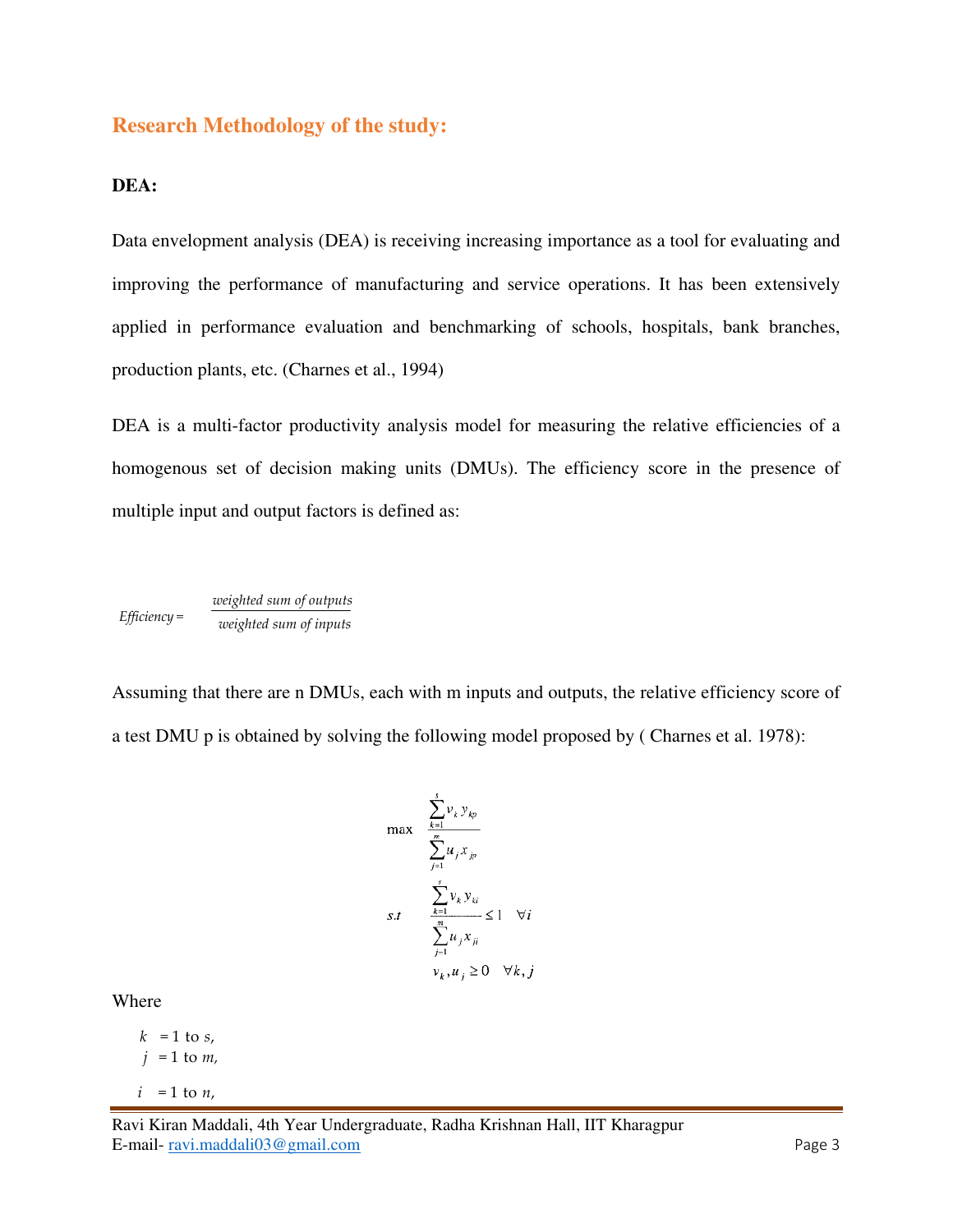## Research Methodology of the study:

**DEA:**

Data envelopment analysis (DEA) is receiving increasing importance as a tool for evaluating and improving the performance of manufacturing and service operations. It has been extensively applied in performance evaluation and benchmarking of schools, hospitals, bank branches, production plants, etc. (Charnes et al., 1994)

DEA is a multi-factor productivity analysis model for measuring the relative efficiencies of a homogenous set of decision making units (DMUs). The efficiency score in the presence of multiple input and output factors is defined as:

$$Efficiency = \frac{weighted\ sum\ of\ outputs}{weighted\ sum\ of\ inputs}$$

Assuming that there are n DMUs, each with m inputs and outputs, the relative efficiency score of a test DMU p is obtained by solving the following model proposed by ( Charnes et al. 1978):

$$\max \quad \frac{\sum_{k=1}^{s} v_k y_{kp}}{\sum_{j=1}^{m} u_j x_{jp}}$$

$$s.t \quad \frac{\sum_{k=1}^{s} v_k y_{ki}}{\sum_{j=1}^{m} u_j x_{ji}} \leq 1 \quad \forall i$$

$$v_k, u_j \geq 0 \quad \forall k, j$$

Where

$k$ = 1 to $s$,
$j$ = 1 to $m$,

$i$ = 1 to $n$,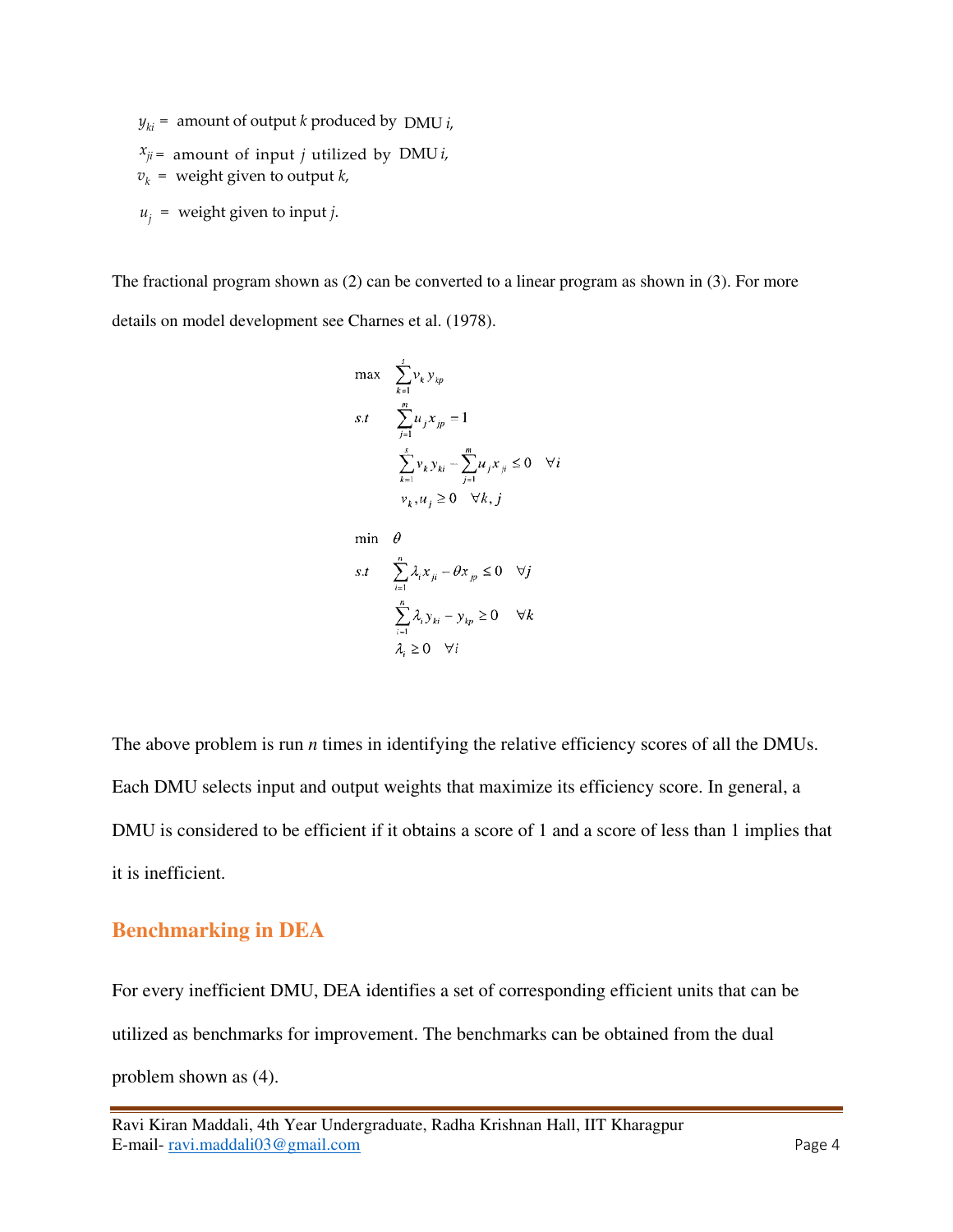$y_{ki}$ = amount of output $k$ produced by DMU $i$,

$x_{ji}$ = amount of input $j$ utilized by DMU $i$,

$v_k$ = weight given to output $k$,

$u_j$ = weight given to input $j$.

The fractional program shown as (2) can be converted to a linear program as shown in (3). For more details on model development see Charnes et al. (1978).

$$
\begin{aligned}
\max \quad & \sum_{k=1}^{s} v_k y_{kp} \\
s.t \quad & \sum_{j=1}^{m} u_j x_{jp} = 1 \\
& \sum_{k=1}^{s} v_k y_{ki} - \sum_{j=1}^{m} u_j x_{ji} \leq 0 \quad \forall i \\
& v_k, u_j \geq 0 \quad \forall k, j
\end{aligned}
$$

$$
\begin{aligned}
\min \quad & \theta \\
s.t \quad & \sum_{i=1}^{n} \lambda_i x_{ji} - \theta x_{jp} \leq 0 \quad \forall j \\
& \sum_{i=1}^{n} \lambda_i y_{ki} - y_{kp} \geq 0 \quad \forall k \\
& \lambda_i \geq 0 \quad \forall i
\end{aligned}
$$

The above problem is run $n$ times in identifying the relative efficiency scores of all the DMUs. Each DMU selects input and output weights that maximize its efficiency score. In general, a DMU is considered to be efficient if it obtains a score of 1 and a score of less than 1 implies that it is inefficient.

## Benchmarking in DEA

For every inefficient DMU, DEA identifies a set of corresponding efficient units that can be utilized as benchmarks for improvement. The benchmarks can be obtained from the dual problem shown as (4).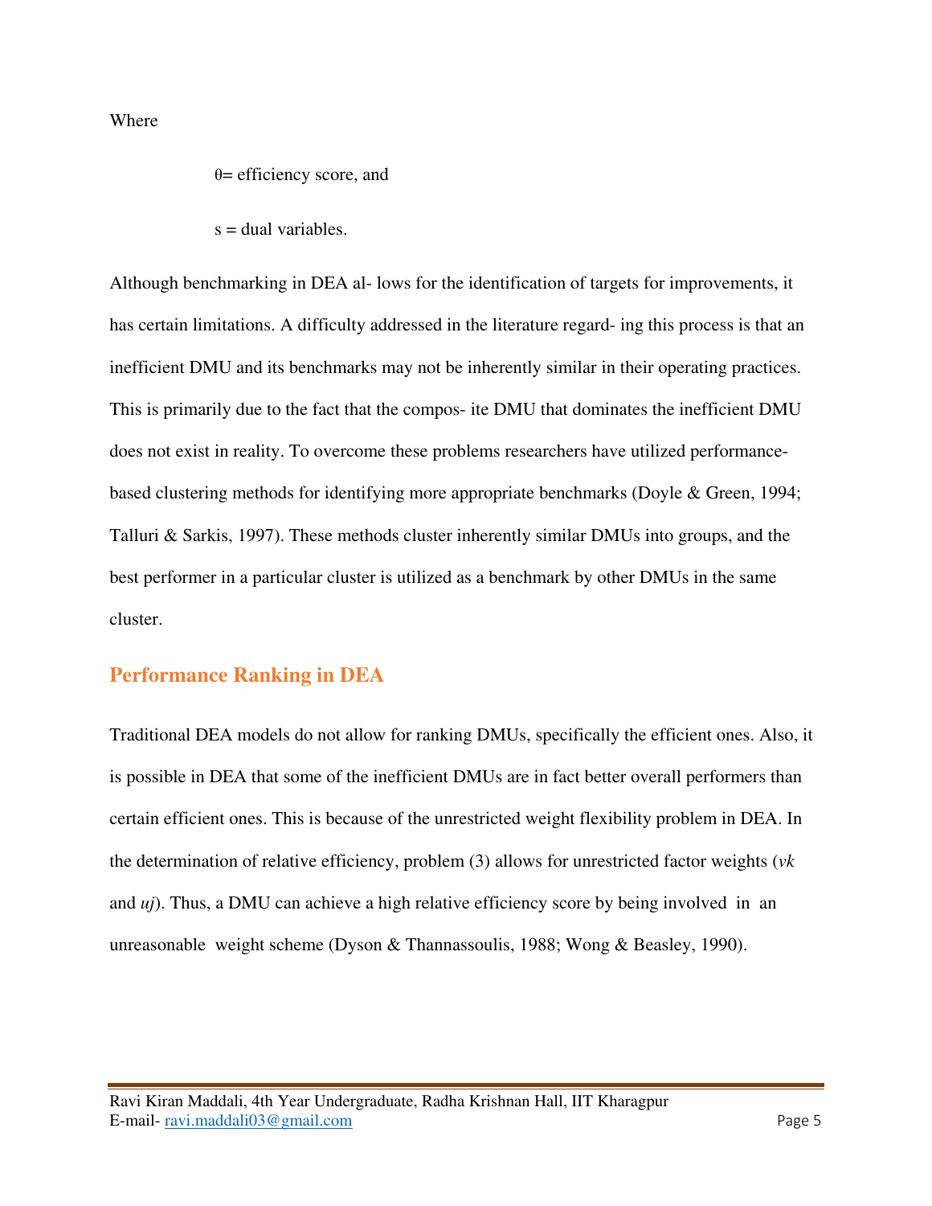Where

$\theta$= efficiency score, and

s = dual variables.

Although benchmarking in DEA al- lows for the identification of targets for improvements, it has certain limitations. A difficulty addressed in the literature regard- ing this process is that an inefficient DMU and its benchmarks may not be inherently similar in their operating practices. This is primarily due to the fact that the compos- ite DMU that dominates the inefficient DMU does not exist in reality. To overcome these problems researchers have utilized performance-based clustering methods for identifying more appropriate benchmarks (Doyle & Green, 1994; Talluri & Sarkis, 1997). These methods cluster inherently similar DMUs into groups, and the best performer in a particular cluster is utilized as a benchmark by other DMUs in the same cluster.

## Performance Ranking in DEA

Traditional DEA models do not allow for ranking DMUs, specifically the efficient ones. Also, it is possible in DEA that some of the inefficient DMUs are in fact better overall performers than certain efficient ones. This is because of the unrestricted weight flexibility problem in DEA. In the determination of relative efficiency, problem (3) allows for unrestricted factor weights ($v_k$ and $u_j$). Thus, a DMU can achieve a high relative efficiency score by being involved in an unreasonable weight scheme (Dyson & Thannassoulis, 1988; Wong & Beasley, 1990).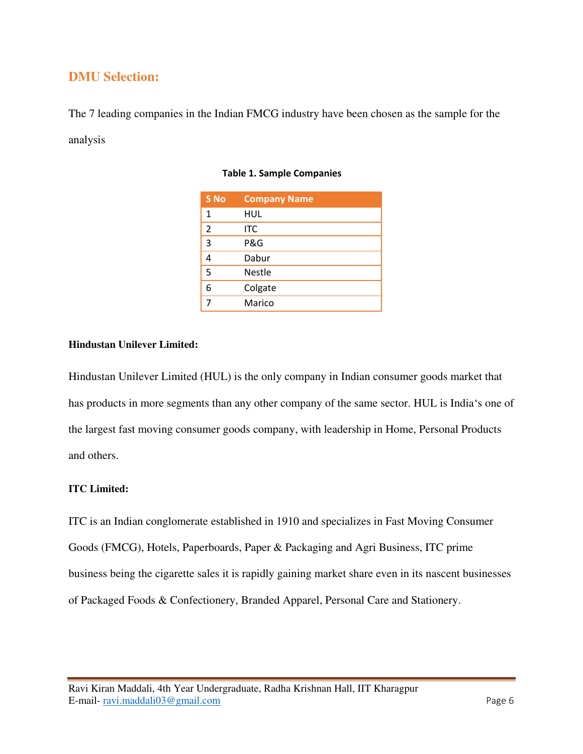## DMU Selection:

The 7 leading companies in the Indian FMCG industry have been chosen as the sample for the analysis

**Table 1. Sample Companies**

| S No | Company Name |
|---|---|
| 1 | HUL |
| 2 | ITC |
| 3 | P&G |
| 4 | Dabur |
| 5 | Nestle |
| 6 | Colgate |
| 7 | Marico |

**Hindustan Unilever Limited:**

Hindustan Unilever Limited (HUL) is the only company in Indian consumer goods market that has products in more segments than any other company of the same sector. HUL is India‘s one of the largest fast moving consumer goods company, with leadership in Home, Personal Products and others.

**ITC Limited:**

ITC is an Indian conglomerate established in 1910 and specializes in Fast Moving Consumer Goods (FMCG), Hotels, Paperboards, Paper & Packaging and Agri Business, ITC prime business being the cigarette sales it is rapidly gaining market share even in its nascent businesses of Packaged Foods & Confectionery, Branded Apparel, Personal Care and Stationery.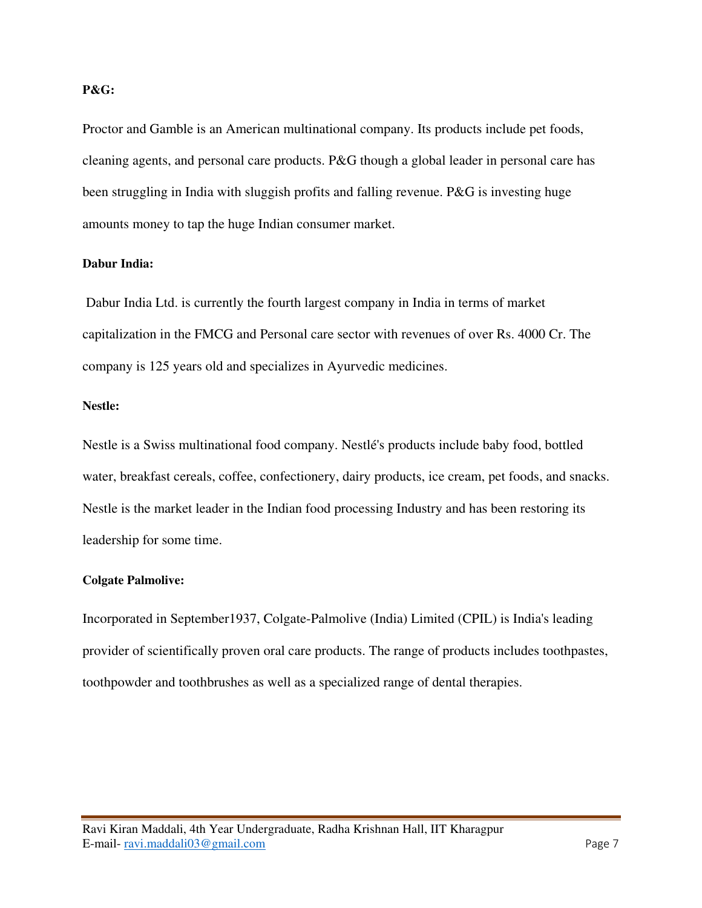**P&G:**

Proctor and Gamble is an American multinational company. Its products include pet foods, cleaning agents, and personal care products. P&G though a global leader in personal care has been struggling in India with sluggish profits and falling revenue. P&G is investing huge amounts money to tap the huge Indian consumer market.

**Dabur India:**

Dabur India Ltd. is currently the fourth largest company in India in terms of market capitalization in the FMCG and Personal care sector with revenues of over Rs. 4000 Cr. The company is 125 years old and specializes in Ayurvedic medicines.

**Nestle:**

Nestle is a Swiss multinational food company. Nestlé's products include baby food, bottled water, breakfast cereals, coffee, confectionery, dairy products, ice cream, pet foods, and snacks. Nestle is the market leader in the Indian food processing Industry and has been restoring its leadership for some time.

**Colgate Palmolive:**

Incorporated in September1937, Colgate-Palmolive (India) Limited (CPIL) is India's leading provider of scientifically proven oral care products. The range of products includes toothpastes, toothpowder and toothbrushes as well as a specialized range of dental therapies.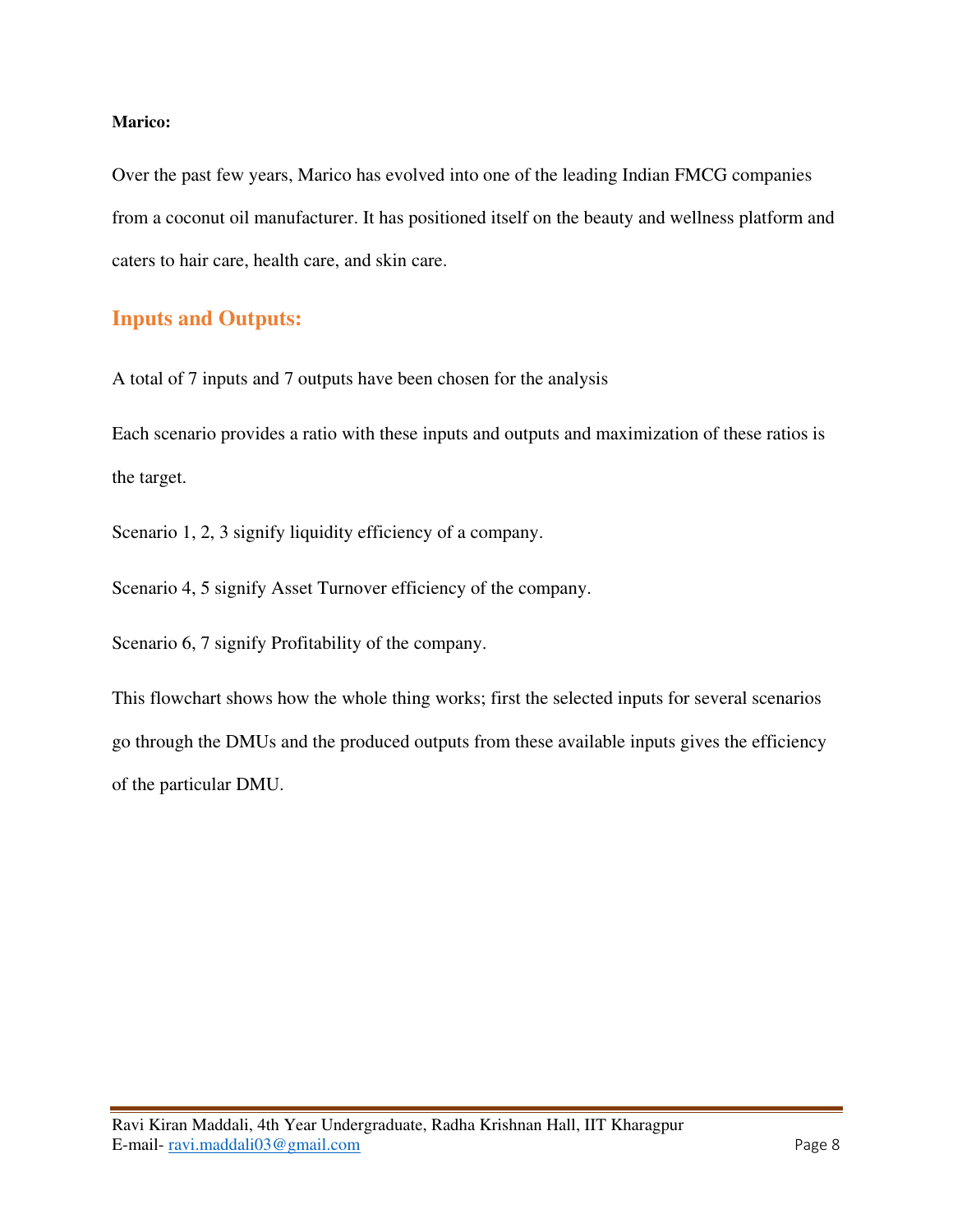**Marico:**

Over the past few years, Marico has evolved into one of the leading Indian FMCG companies from a coconut oil manufacturer. It has positioned itself on the beauty and wellness platform and caters to hair care, health care, and skin care.

## Inputs and Outputs:

A total of 7 inputs and 7 outputs have been chosen for the analysis

Each scenario provides a ratio with these inputs and outputs and maximization of these ratios is the target.

Scenario 1, 2, 3 signify liquidity efficiency of a company.

Scenario 4, 5 signify Asset Turnover efficiency of the company.

Scenario 6, 7 signify Profitability of the company.

This flowchart shows how the whole thing works; first the selected inputs for several scenarios go through the DMUs and the produced outputs from these available inputs gives the efficiency of the particular DMU.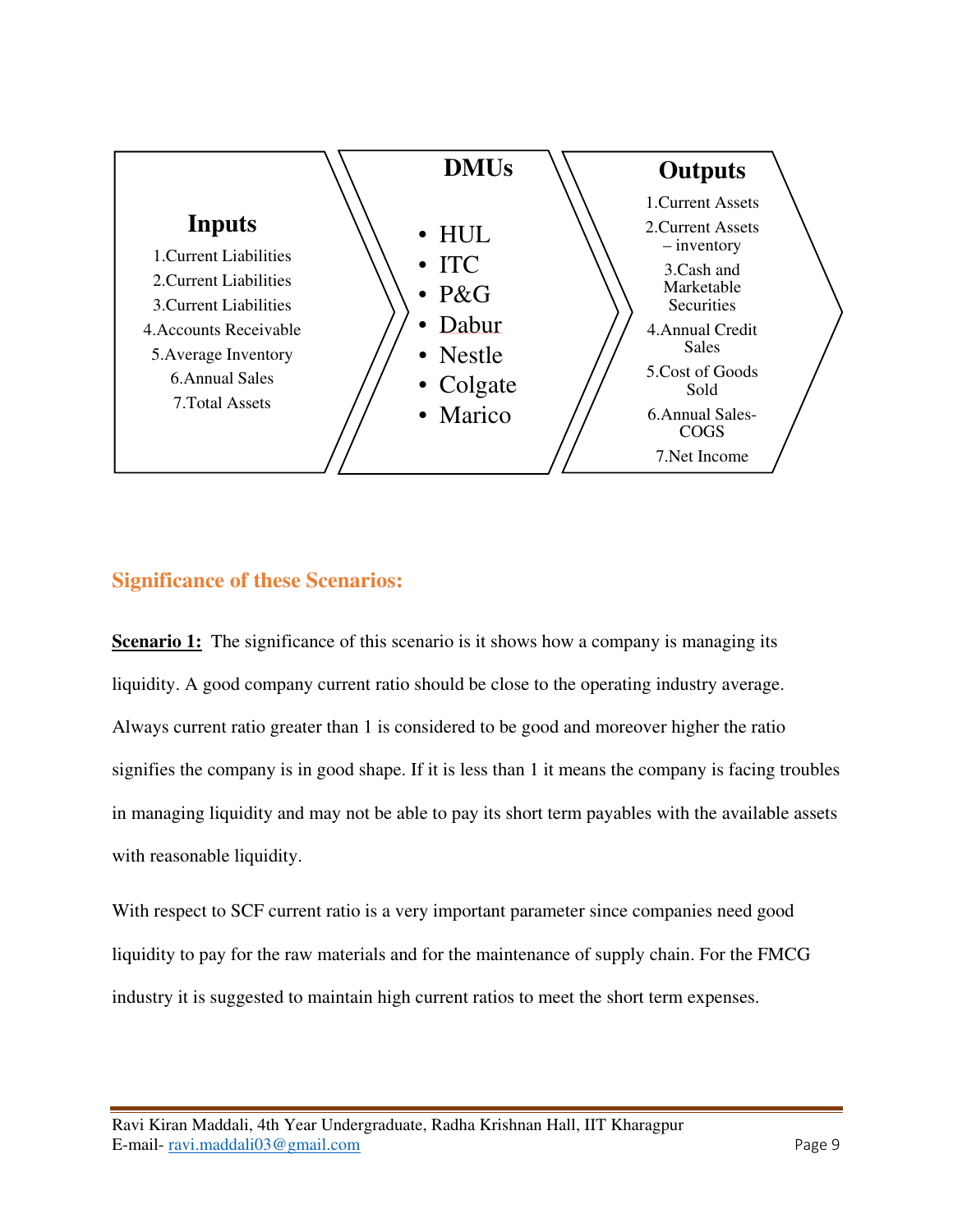| Inputs | DMUs | Outputs |
|---|---|---|
| 1.Current Liabilities | HUL | 1.Current Assets |
| 2.Current Liabilities | ITC | 2.Current Assets – inventory |
| 3.Current Liabilities | P&G | 3.Cash and Marketable Securities |
| 4.Accounts Receivable | Dabur | 4.Annual Credit Sales |
| 5.Average Inventory | Nestle | 5.Cost of Goods Sold |
| 6.Annual Sales | Colgate | 6.Annual Sales-COGS |
| 7.Total Assets | Marico | 7.Net Income |

## Significance of these Scenarios:

**Scenario 1:** The significance of this scenario is it shows how a company is managing its liquidity. A good company current ratio should be close to the operating industry average. Always current ratio greater than 1 is considered to be good and moreover higher the ratio signifies the company is in good shape. If it is less than 1 it means the company is facing troubles in managing liquidity and may not be able to pay its short term payables with the available assets with reasonable liquidity.

With respect to SCF current ratio is a very important parameter since companies need good liquidity to pay for the raw materials and for the maintenance of supply chain. For the FMCG industry it is suggested to maintain high current ratios to meet the short term expenses.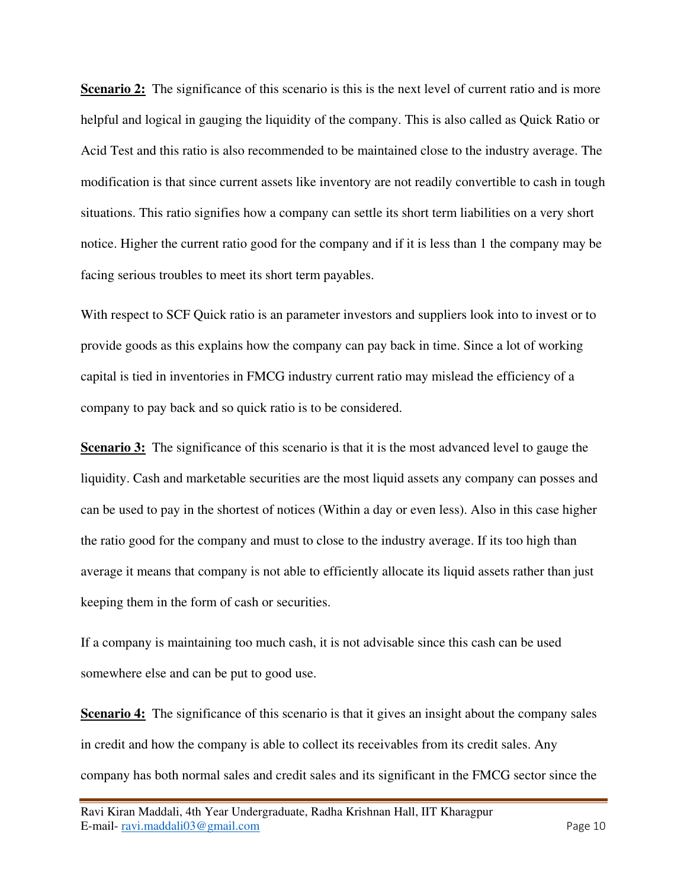**Scenario 2:** The significance of this scenario is this is the next level of current ratio and is more helpful and logical in gauging the liquidity of the company. This is also called as Quick Ratio or Acid Test and this ratio is also recommended to be maintained close to the industry average. The modification is that since current assets like inventory are not readily convertible to cash in tough situations. This ratio signifies how a company can settle its short term liabilities on a very short notice. Higher the current ratio good for the company and if it is less than 1 the company may be facing serious troubles to meet its short term payables.

With respect to SCF Quick ratio is an parameter investors and suppliers look into to invest or to provide goods as this explains how the company can pay back in time. Since a lot of working capital is tied in inventories in FMCG industry current ratio may mislead the efficiency of a company to pay back and so quick ratio is to be considered.

**Scenario 3:** The significance of this scenario is that it is the most advanced level to gauge the liquidity. Cash and marketable securities are the most liquid assets any company can posses and can be used to pay in the shortest of notices (Within a day or even less). Also in this case higher the ratio good for the company and must to close to the industry average. If its too high than average it means that company is not able to efficiently allocate its liquid assets rather than just keeping them in the form of cash or securities.

If a company is maintaining too much cash, it is not advisable since this cash can be used somewhere else and can be put to good use.

**Scenario 4:** The significance of this scenario is that it gives an insight about the company sales in credit and how the company is able to collect its receivables from its credit sales. Any company has both normal sales and credit sales and its significant in the FMCG sector since the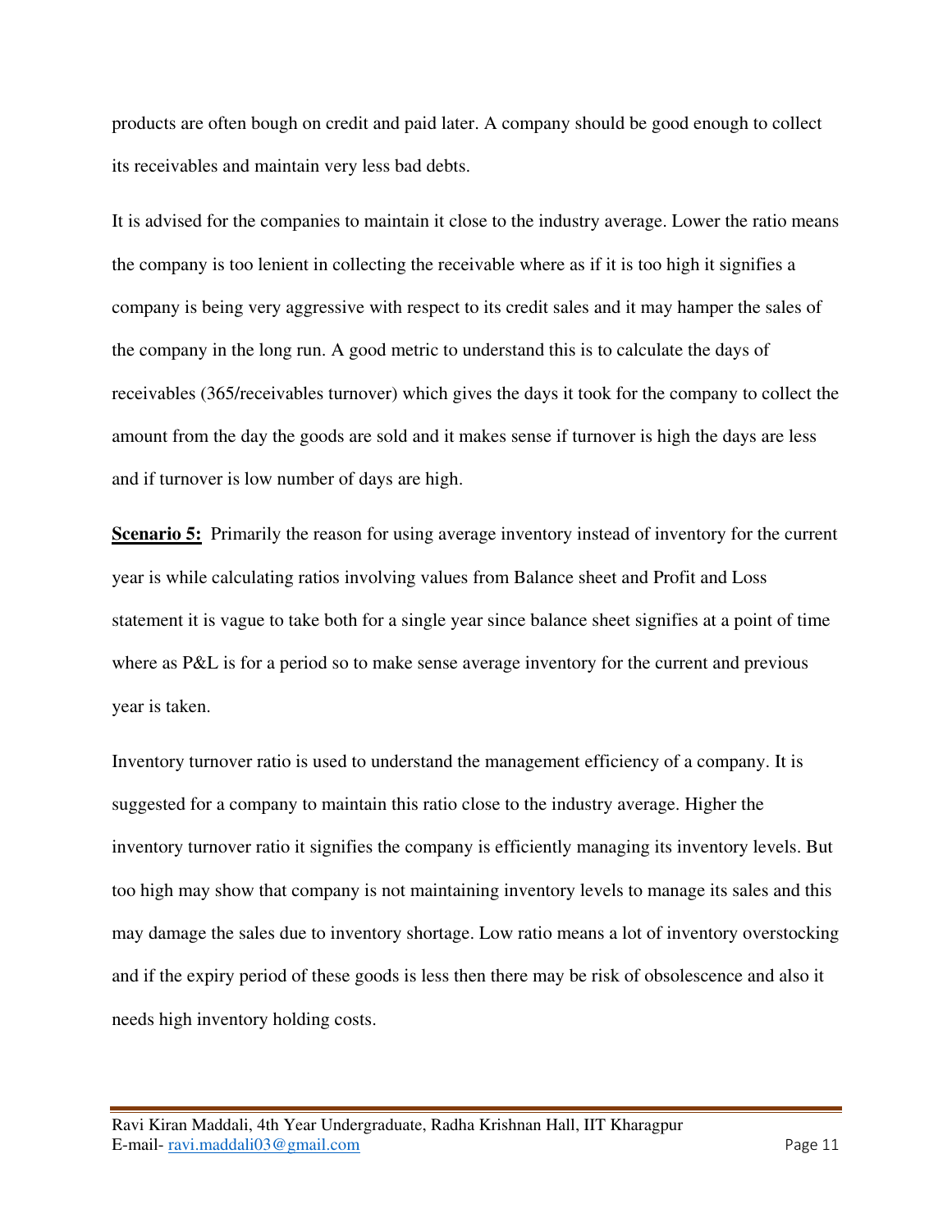products are often bough on credit and paid later. A company should be good enough to collect its receivables and maintain very less bad debts.

It is advised for the companies to maintain it close to the industry average. Lower the ratio means the company is too lenient in collecting the receivable where as if it is too high it signifies a company is being very aggressive with respect to its credit sales and it may hamper the sales of the company in the long run. A good metric to understand this is to calculate the days of receivables (365/receivables turnover) which gives the days it took for the company to collect the amount from the day the goods are sold and it makes sense if turnover is high the days are less and if turnover is low number of days are high.

**Scenario 5:** Primarily the reason for using average inventory instead of inventory for the current year is while calculating ratios involving values from Balance sheet and Profit and Loss statement it is vague to take both for a single year since balance sheet signifies at a point of time where as P&L is for a period so to make sense average inventory for the current and previous year is taken.

Inventory turnover ratio is used to understand the management efficiency of a company. It is suggested for a company to maintain this ratio close to the industry average. Higher the inventory turnover ratio it signifies the company is efficiently managing its inventory levels. But too high may show that company is not maintaining inventory levels to manage its sales and this may damage the sales due to inventory shortage. Low ratio means a lot of inventory overstocking and if the expiry period of these goods is less then there may be risk of obsolescence and also it needs high inventory holding costs.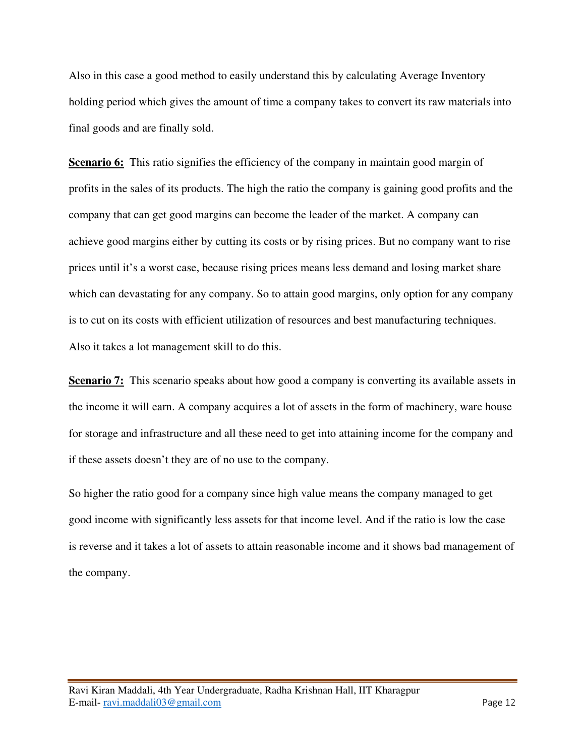Also in this case a good method to easily understand this by calculating Average Inventory holding period which gives the amount of time a company takes to convert its raw materials into final goods and are finally sold.

**Scenario 6:** This ratio signifies the efficiency of the company in maintain good margin of profits in the sales of its products. The high the ratio the company is gaining good profits and the company that can get good margins can become the leader of the market. A company can achieve good margins either by cutting its costs or by rising prices. But no company want to rise prices until it's a worst case, because rising prices means less demand and losing market share which can devastating for any company. So to attain good margins, only option for any company is to cut on its costs with efficient utilization of resources and best manufacturing techniques. Also it takes a lot management skill to do this.

**Scenario 7:** This scenario speaks about how good a company is converting its available assets in the income it will earn. A company acquires a lot of assets in the form of machinery, ware house for storage and infrastructure and all these need to get into attaining income for the company and if these assets doesn't they are of no use to the company.

So higher the ratio good for a company since high value means the company managed to get good income with significantly less assets for that income level. And if the ratio is low the case is reverse and it takes a lot of assets to attain reasonable income and it shows bad management of the company.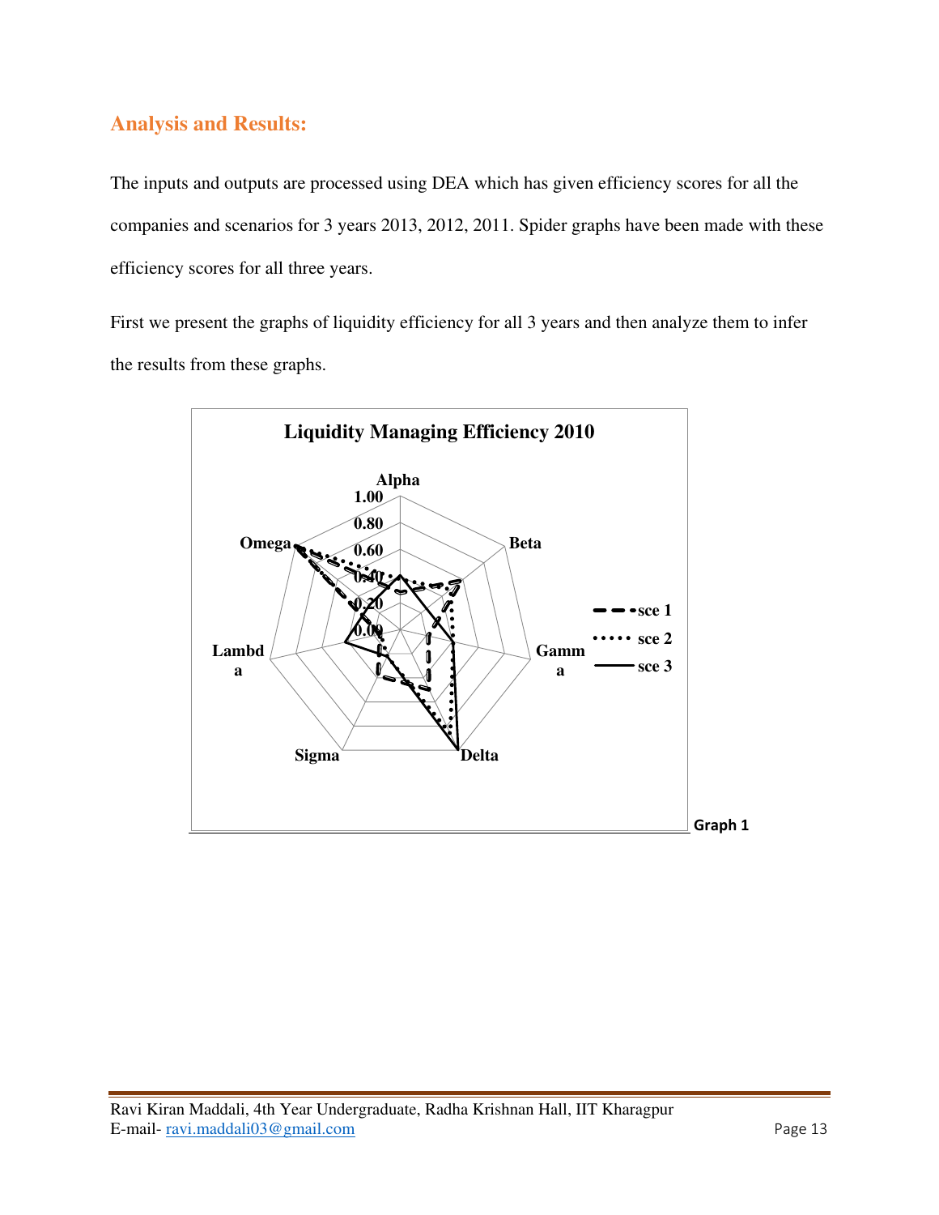## Analysis and Results:

The inputs and outputs are processed using DEA which has given efficiency scores for all the companies and scenarios for 3 years 2013, 2012, 2011. Spider graphs have been made with these efficiency scores for all three years.

First we present the graphs of liquidity efficiency for all 3 years and then analyze them to infer the results from these graphs.

**Liquidity Managing Efficiency 2010**

Alpha, Beta, Gamma, Delta, Sigma, Lambda, Omega

1.00, 0.80, 0.60, 0.40, 0.20, 0.00

sce 1, sce 2, sce 3

Graph 1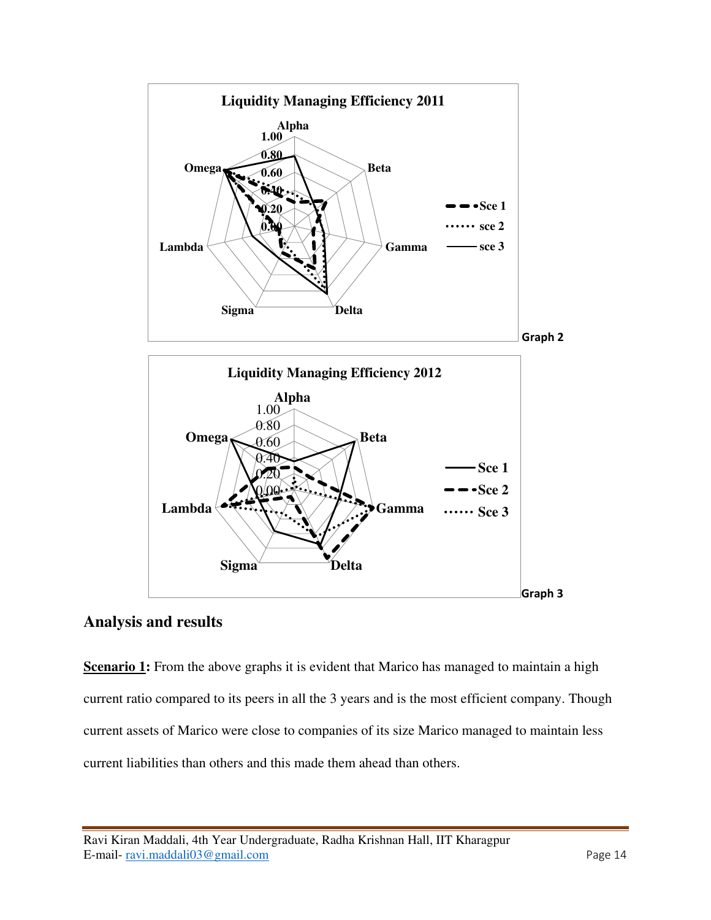**Liquidity Managing Efficiency 2011**

Graph 2

**Liquidity Managing Efficiency 2012**

Graph 3

## Analysis and results

**Scenario 1:** From the above graphs it is evident that Marico has managed to maintain a high current ratio compared to its peers in all the 3 years and is the most efficient company. Though current assets of Marico were close to companies of its size Marico managed to maintain less current liabilities than others and this made them ahead than others.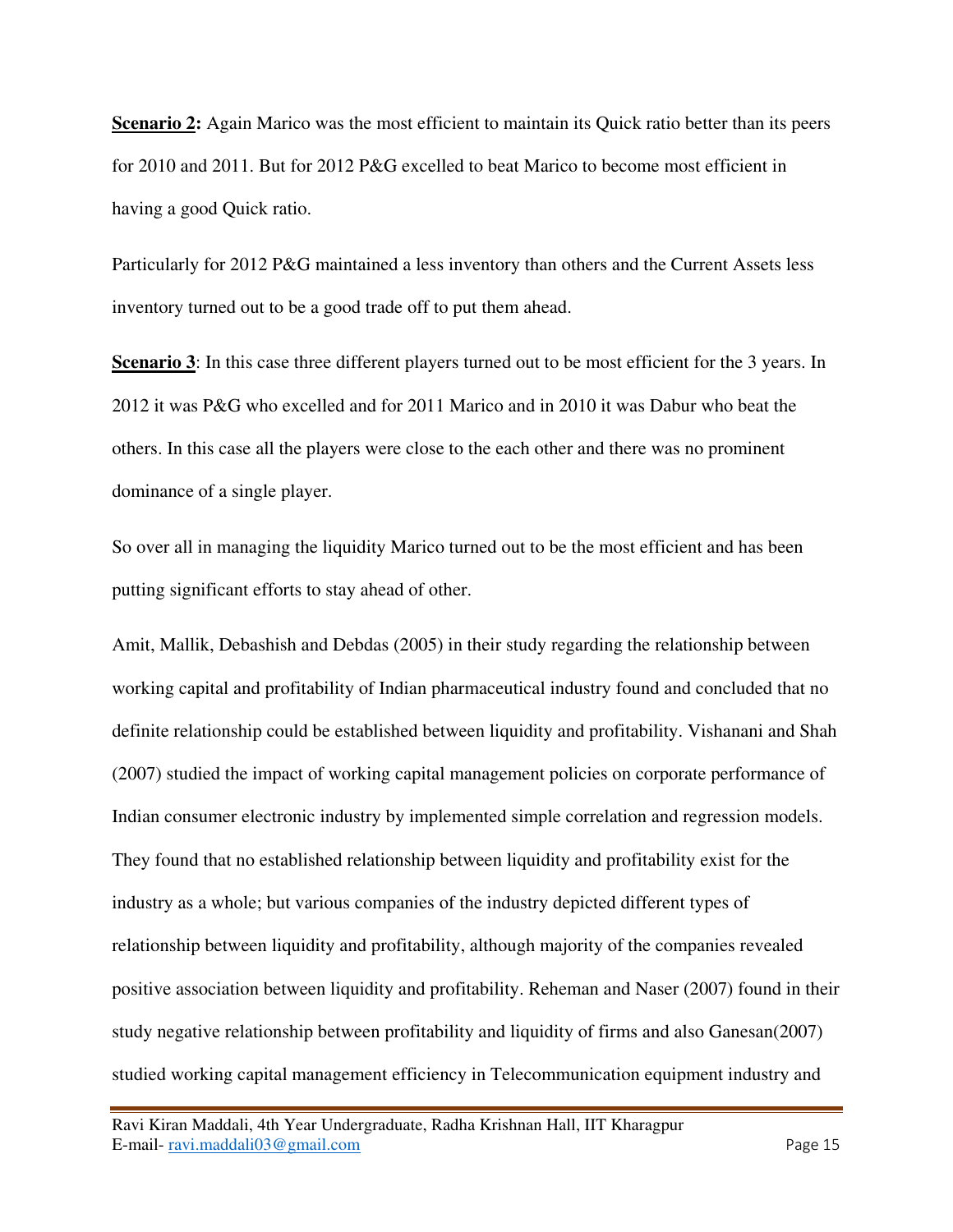**Scenario 2:** Again Marico was the most efficient to maintain its Quick ratio better than its peers for 2010 and 2011. But for 2012 P&G excelled to beat Marico to become most efficient in having a good Quick ratio.

Particularly for 2012 P&G maintained a less inventory than others and the Current Assets less inventory turned out to be a good trade off to put them ahead.

**Scenario 3**: In this case three different players turned out to be most efficient for the 3 years. In 2012 it was P&G who excelled and for 2011 Marico and in 2010 it was Dabur who beat the others. In this case all the players were close to the each other and there was no prominent dominance of a single player.

So over all in managing the liquidity Marico turned out to be the most efficient and has been putting significant efforts to stay ahead of other.

Amit, Mallik, Debashish and Debdas (2005) in their study regarding the relationship between working capital and profitability of Indian pharmaceutical industry found and concluded that no definite relationship could be established between liquidity and profitability. Vishanani and Shah (2007) studied the impact of working capital management policies on corporate performance of Indian consumer electronic industry by implemented simple correlation and regression models. They found that no established relationship between liquidity and profitability exist for the industry as a whole; but various companies of the industry depicted different types of relationship between liquidity and profitability, although majority of the companies revealed positive association between liquidity and profitability. Reheman and Naser (2007) found in their study negative relationship between profitability and liquidity of firms and also Ganesan(2007) studied working capital management efficiency in Telecommunication equipment industry and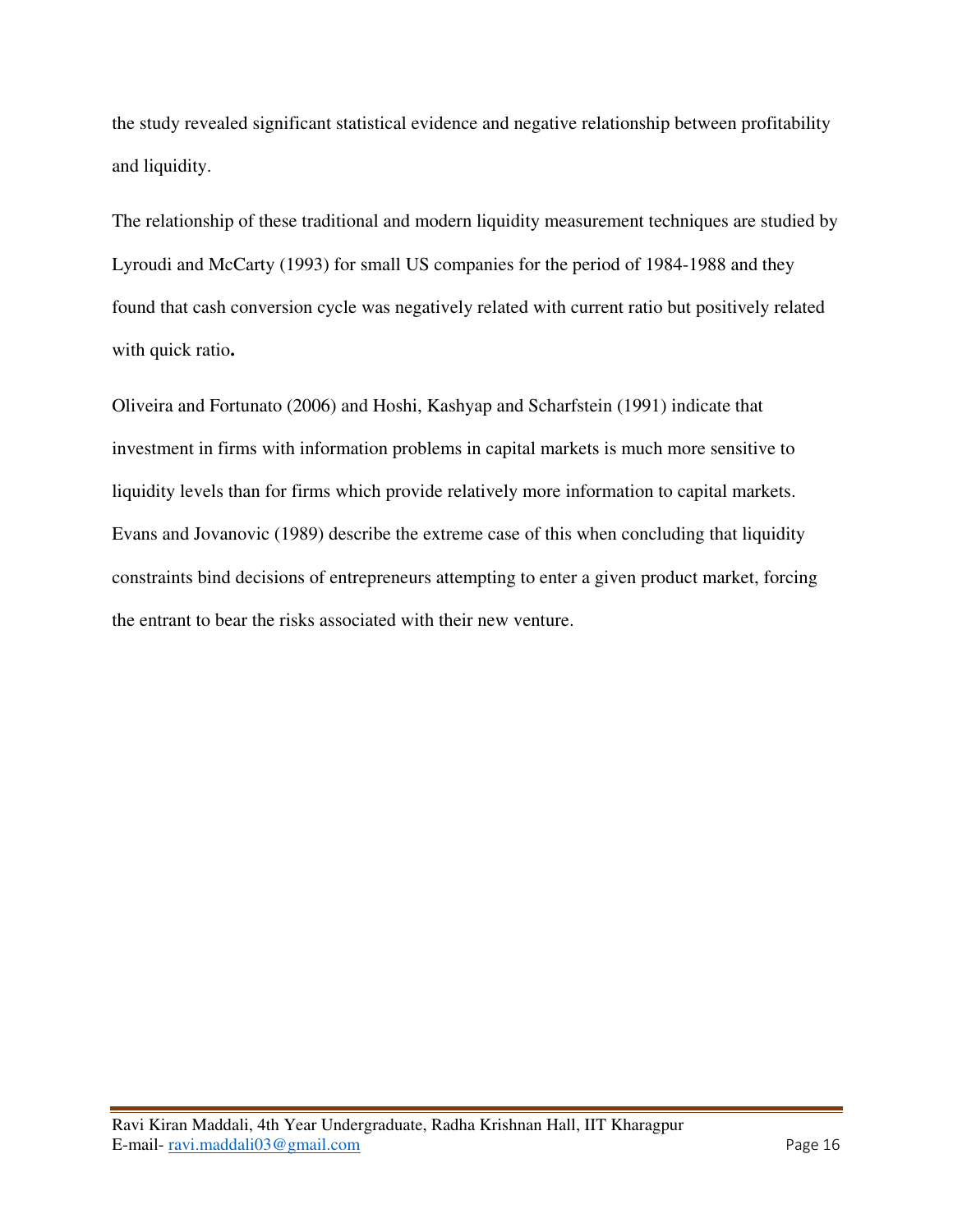the study revealed significant statistical evidence and negative relationship between profitability and liquidity.

The relationship of these traditional and modern liquidity measurement techniques are studied by Lyroudi and McCarty (1993) for small US companies for the period of 1984-1988 and they found that cash conversion cycle was negatively related with current ratio but positively related with quick ratio**.**

Oliveira and Fortunato (2006) and Hoshi, Kashyap and Scharfstein (1991) indicate that investment in firms with information problems in capital markets is much more sensitive to liquidity levels than for firms which provide relatively more information to capital markets. Evans and Jovanovic (1989) describe the extreme case of this when concluding that liquidity constraints bind decisions of entrepreneurs attempting to enter a given product market, forcing the entrant to bear the risks associated with their new venture.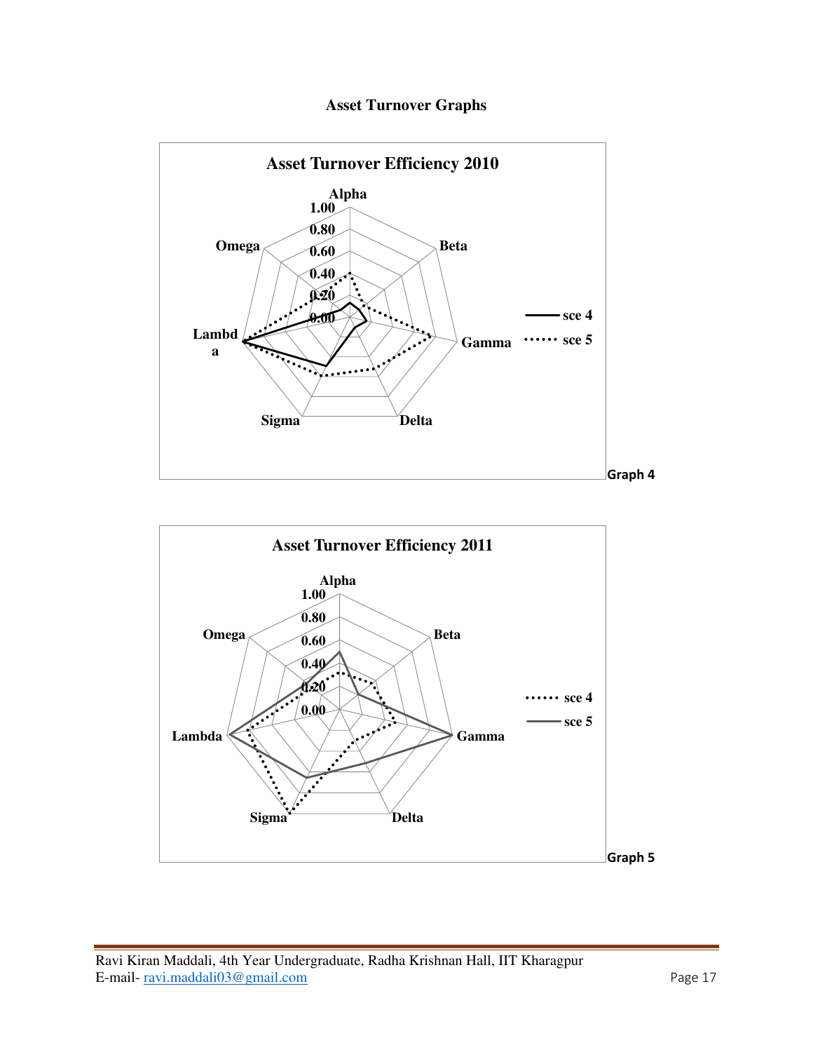## Asset Turnover Graphs

**Asset Turnover Efficiency 2010**

Alpha, Beta, Gamma, Delta, Sigma, Lambda, Omega

1.00, 0.80, 0.60, 0.40, 0.20, 0.00

sce 4, sce 5

Graph 4

**Asset Turnover Efficiency 2011**

Alpha, Beta, Gamma, Delta, Sigma, Lambda, Omega

1.00, 0.80, 0.60, 0.40, 0.20, 0.00

sce 4, sce 5

Graph 5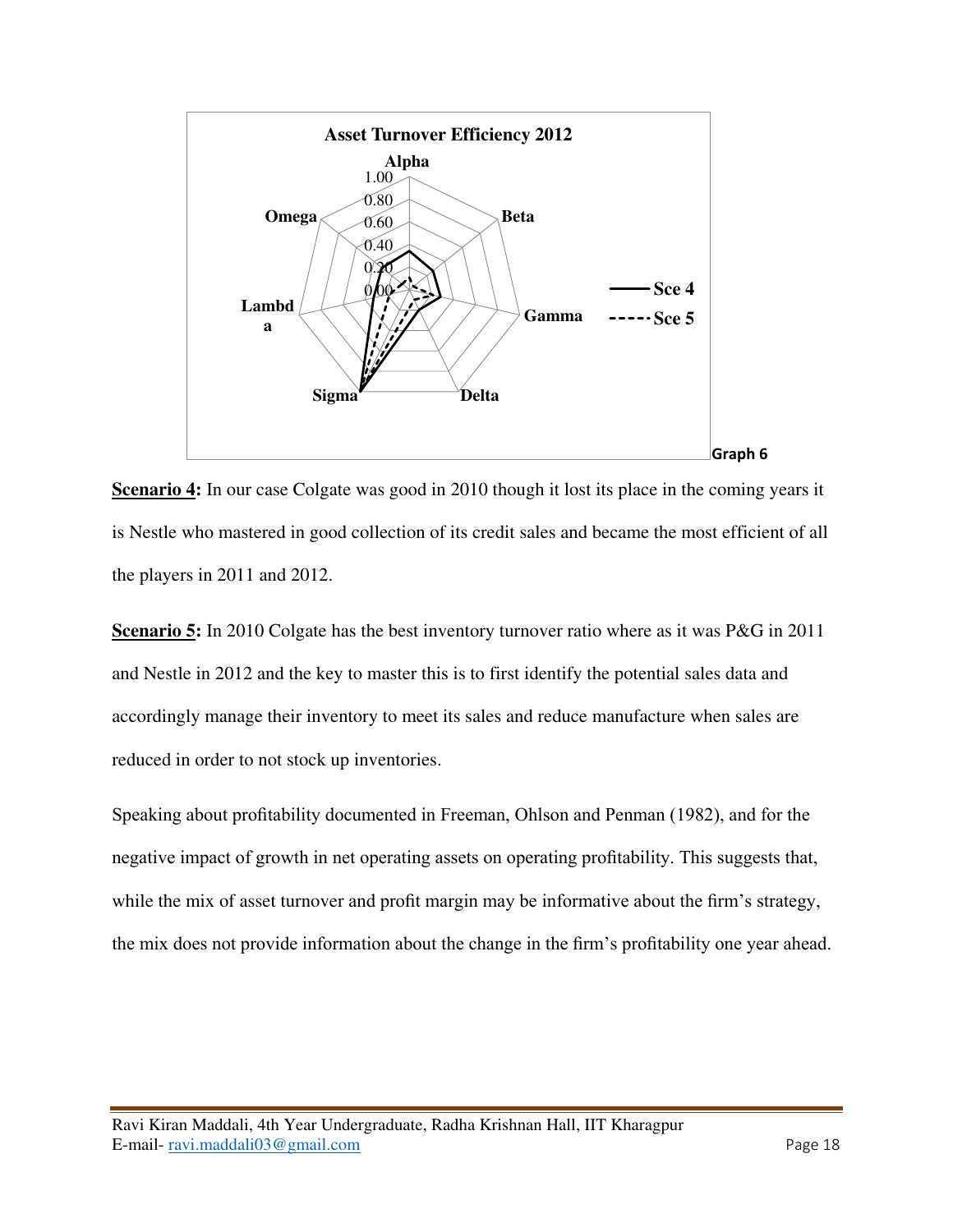**Asset Turnover Efficiency 2012**

Graph 6

**Scenario 4:** In our case Colgate was good in 2010 though it lost its place in the coming years it is Nestle who mastered in good collection of its credit sales and became the most efficient of all the players in 2011 and 2012.

**Scenario 5:** In 2010 Colgate has the best inventory turnover ratio where as it was P&G in 2011 and Nestle in 2012 and the key to master this is to first identify the potential sales data and accordingly manage their inventory to meet its sales and reduce manufacture when sales are reduced in order to not stock up inventories.

Speaking about profitability documented in Freeman, Ohlson and Penman (1982), and for the negative impact of growth in net operating assets on operating profitability. This suggests that, while the mix of asset turnover and profit margin may be informative about the firm's strategy, the mix does not provide information about the change in the firm's profitability one year ahead.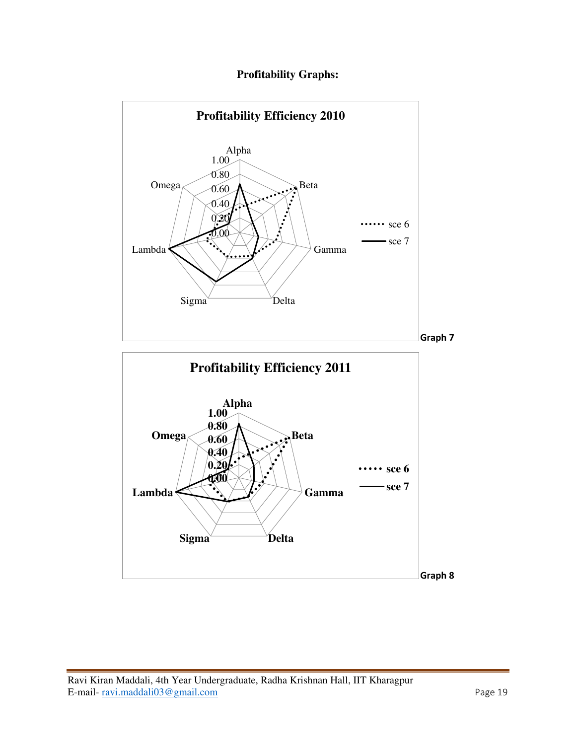**Profitability Graphs:**

**Profitability Efficiency 2010**

Alpha, Beta, Gamma, Delta, Sigma, Lambda, Omega

1.00, 0.80, 0.60, 0.40, 0.20, 0.00

sce 6
sce 7

Graph 7

**Profitability Efficiency 2011**

Alpha, Beta, Gamma, Delta, Sigma, Lambda, Omega

1.00, 0.80, 0.60, 0.40, 0.20, 0.00

sce 6
sce 7

Graph 8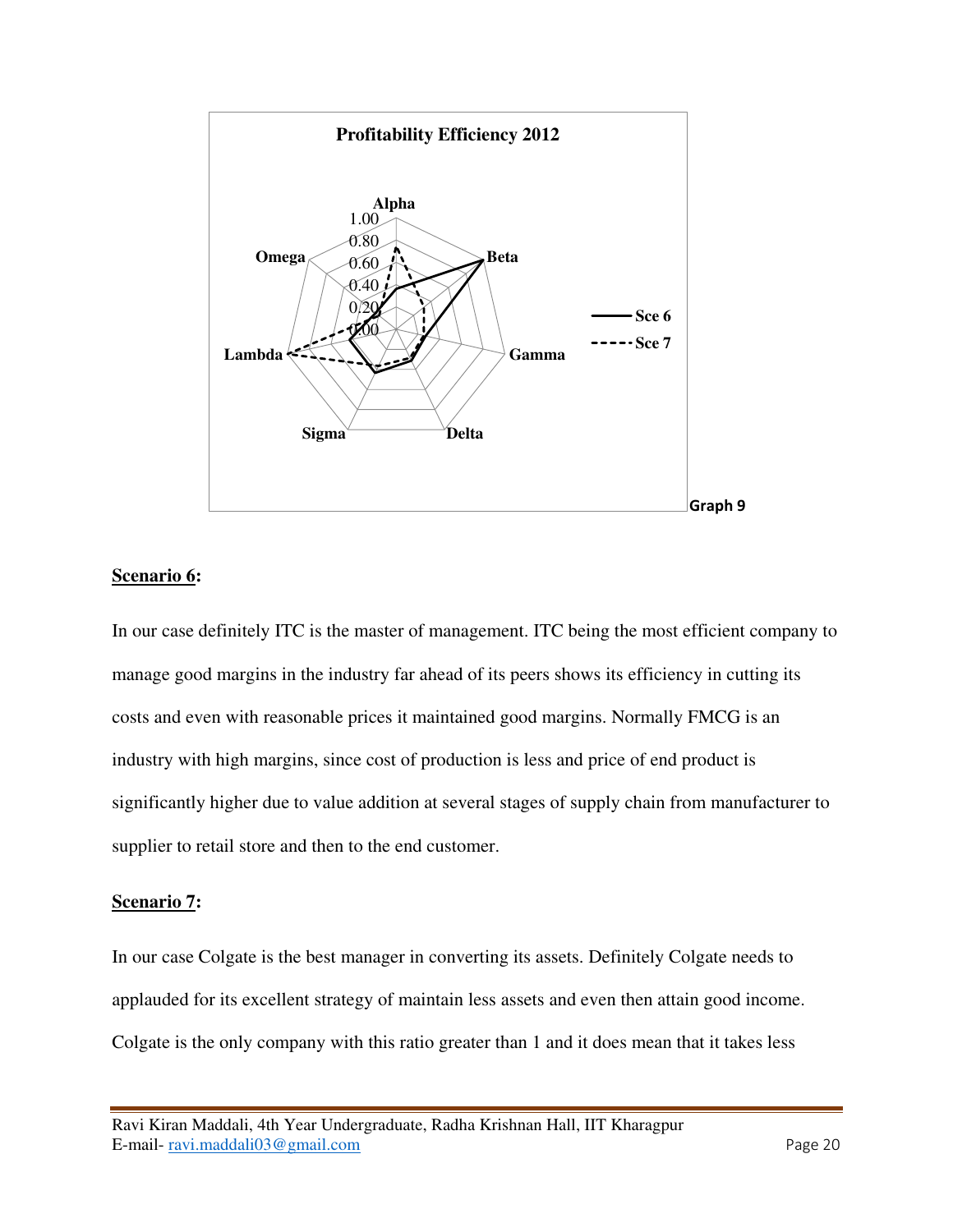**Profitability Efficiency 2012**

Graph 9

**<u>Scenario 6</u>:**

In our case definitely ITC is the master of management. ITC being the most efficient company to manage good margins in the industry far ahead of its peers shows its efficiency in cutting its costs and even with reasonable prices it maintained good margins. Normally FMCG is an industry with high margins, since cost of production is less and price of end product is significantly higher due to value addition at several stages of supply chain from manufacturer to supplier to retail store and then to the end customer.

**<u>Scenario 7</u>:**

In our case Colgate is the best manager in converting its assets. Definitely Colgate needs to applauded for its excellent strategy of maintain less assets and even then attain good income. Colgate is the only company with this ratio greater than 1 and it does mean that it takes less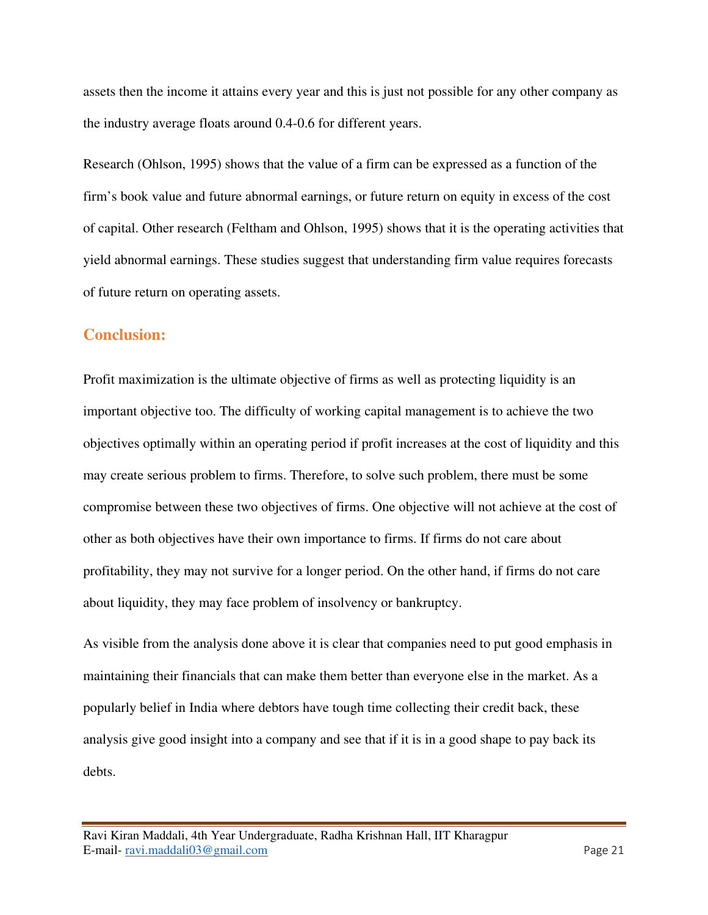assets then the income it attains every year and this is just not possible for any other company as the industry average floats around 0.4-0.6 for different years.

Research (Ohlson, 1995) shows that the value of a firm can be expressed as a function of the firm's book value and future abnormal earnings, or future return on equity in excess of the cost of capital. Other research (Feltham and Ohlson, 1995) shows that it is the operating activities that yield abnormal earnings. These studies suggest that understanding firm value requires forecasts of future return on operating assets.

## Conclusion:

Profit maximization is the ultimate objective of firms as well as protecting liquidity is an important objective too. The difficulty of working capital management is to achieve the two objectives optimally within an operating period if profit increases at the cost of liquidity and this may create serious problem to firms. Therefore, to solve such problem, there must be some compromise between these two objectives of firms. One objective will not achieve at the cost of other as both objectives have their own importance to firms. If firms do not care about profitability, they may not survive for a longer period. On the other hand, if firms do not care about liquidity, they may face problem of insolvency or bankruptcy.

As visible from the analysis done above it is clear that companies need to put good emphasis in maintaining their financials that can make them better than everyone else in the market. As a popularly belief in India where debtors have tough time collecting their credit back, these analysis give good insight into a company and see that if it is in a good shape to pay back its debts.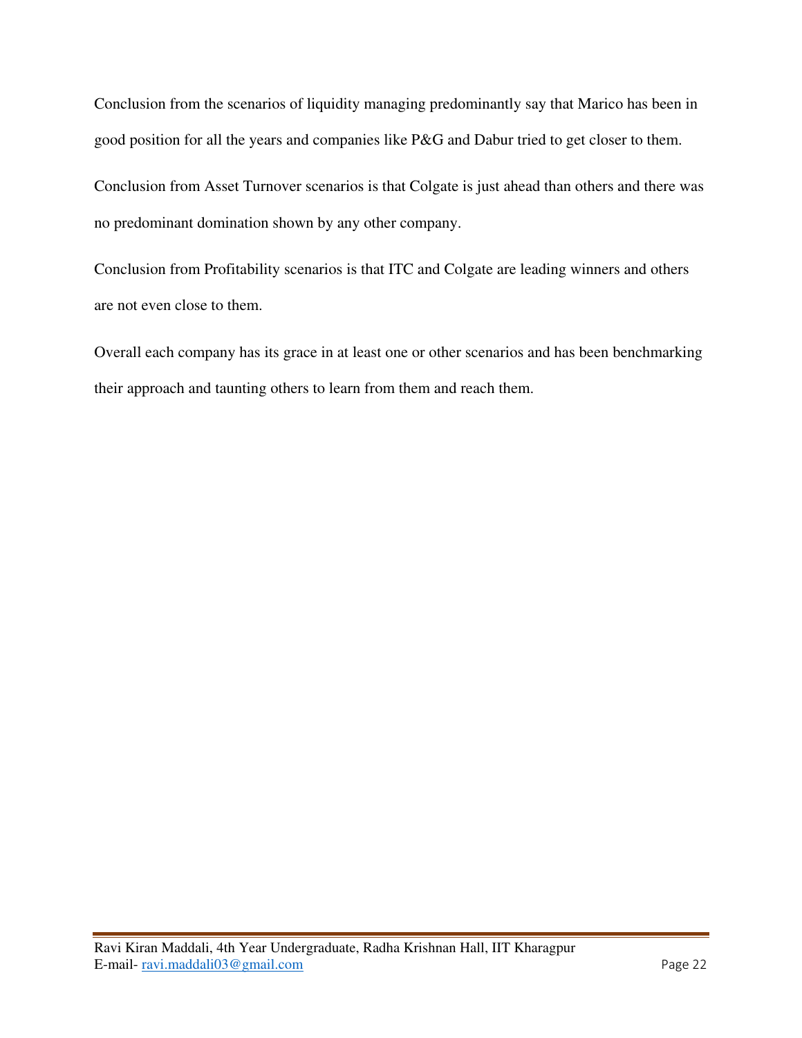Conclusion from the scenarios of liquidity managing predominantly say that Marico has been in good position for all the years and companies like P&G and Dabur tried to get closer to them.

Conclusion from Asset Turnover scenarios is that Colgate is just ahead than others and there was no predominant domination shown by any other company.

Conclusion from Profitability scenarios is that ITC and Colgate are leading winners and others are not even close to them.

Overall each company has its grace in at least one or other scenarios and has been benchmarking their approach and taunting others to learn from them and reach them.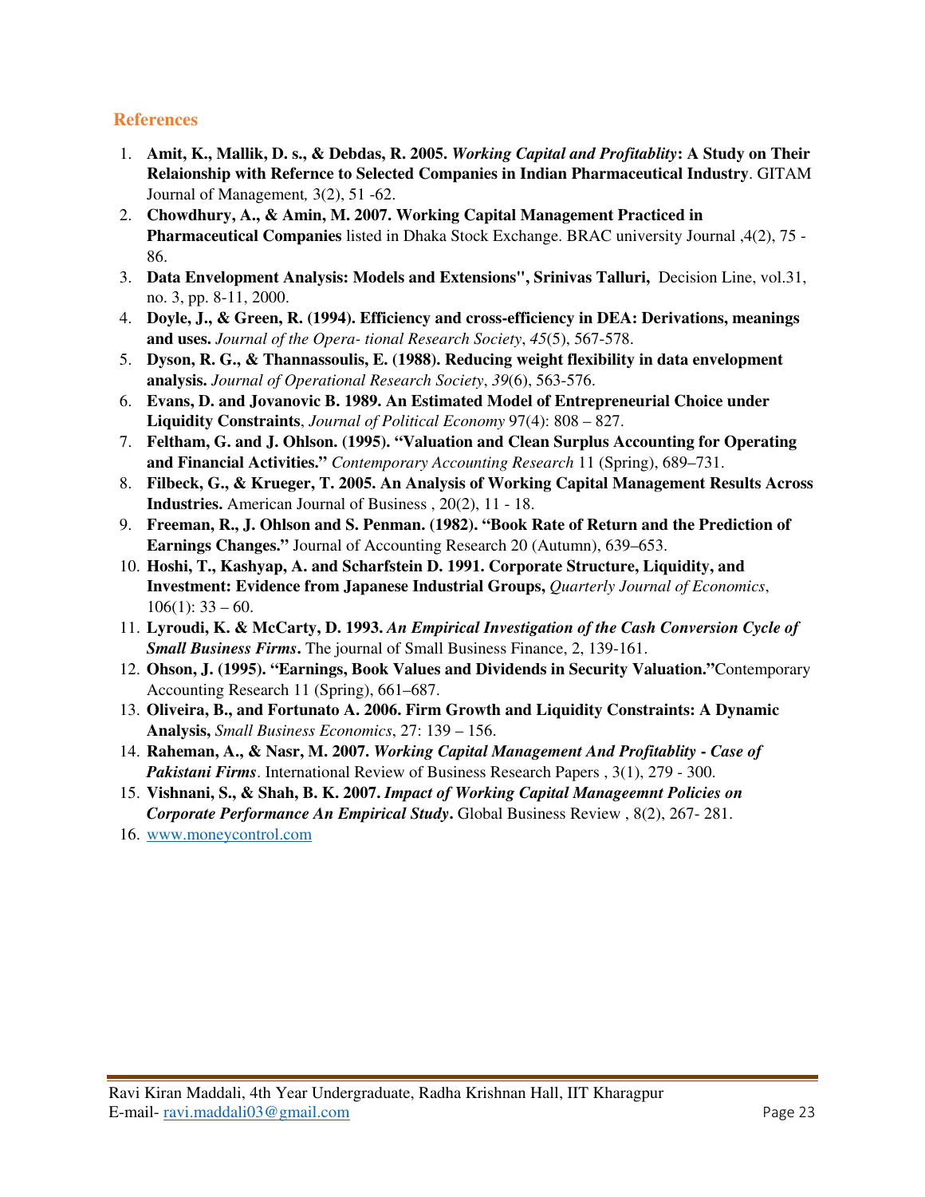## References

1. **Amit, K., Mallik, D. s., & Debdas, R. 2005.** ***Working Capital and Profitablity*****: A Study on Their Relaionship with Refernce to Selected Companies in Indian Pharmaceutical Industry**. GITAM Journal of Management*,* 3(2), 51 -62.
2. **Chowdhury, A., & Amin, M. 2007. Working Capital Management Practiced in Pharmaceutical Companies** listed in Dhaka Stock Exchange. BRAC university Journal ,4(2), 75 - 86.
3. **Data Envelopment Analysis: Models and Extensions", Srinivas Talluri,** Decision Line, vol.31, no. 3, pp. 8-11, 2000.
4. **Doyle, J., & Green, R. (1994). Efficiency and cross-efficiency in DEA: Derivations, meanings and uses.** *Journal of the Opera- tional Research Society*, *45*(5), 567-578.
5. **Dyson, R. G., & Thannassoulis, E. (1988). Reducing weight flexibility in data envelopment analysis.** *Journal of Operational Research Society*, *39*(6), 563-576.
6. **Evans, D. and Jovanovic B. 1989. An Estimated Model of Entrepreneurial Choice under Liquidity Constraints**, *Journal of Political Economy* 97(4): 808 – 827.
7. **Feltham, G. and J. Ohlson. (1995). "Valuation and Clean Surplus Accounting for Operating and Financial Activities."** *Contemporary Accounting Research* 11 (Spring), 689–731.
8. **Filbeck, G., & Krueger, T. 2005. An Analysis of Working Capital Management Results Across Industries.** American Journal of Business , 20(2), 11 - 18.
9. **Freeman, R., J. Ohlson and S. Penman. (1982). "Book Rate of Return and the Prediction of Earnings Changes."** Journal of Accounting Research 20 (Autumn), 639–653.
10. **Hoshi, T., Kashyap, A. and Scharfstein D. 1991. Corporate Structure, Liquidity, and Investment: Evidence from Japanese Industrial Groups,** *Quarterly Journal of Economics*, 106(1): 33 – 60.
11. **Lyroudi, K. & McCarty, D. 1993.** ***An Empirical Investigation of the Cash Conversion Cycle of Small Business Firms*****.** The journal of Small Business Finance, 2, 139-161.
12. **Ohson, J. (1995). "Earnings, Book Values and Dividends in Security Valuation."**Contemporary Accounting Research 11 (Spring), 661–687.
13. **Oliveira, B., and Fortunato A. 2006. Firm Growth and Liquidity Constraints: A Dynamic Analysis,** *Small Business Economics*, 27: 139 – 156.
14. **Raheman, A., & Nasr, M. 2007.** ***Working Capital Management And Profitablity - Case of Pakistani Firms***. International Review of Business Research Papers , 3(1), 279 - 300.
15. **Vishnani, S., & Shah, B. K. 2007.** ***Impact of Working Capital Manageemnt Policies on Corporate Performance An Empirical Study*****.** Global Business Review , 8(2), 267- 281.
16. www.moneycontrol.com

Ravi Kiran Maddali, 4th Year Undergraduate, Radha Krishnan Hall, IIT Kharagpur
E-mail- ravi.maddali03@gmail.com